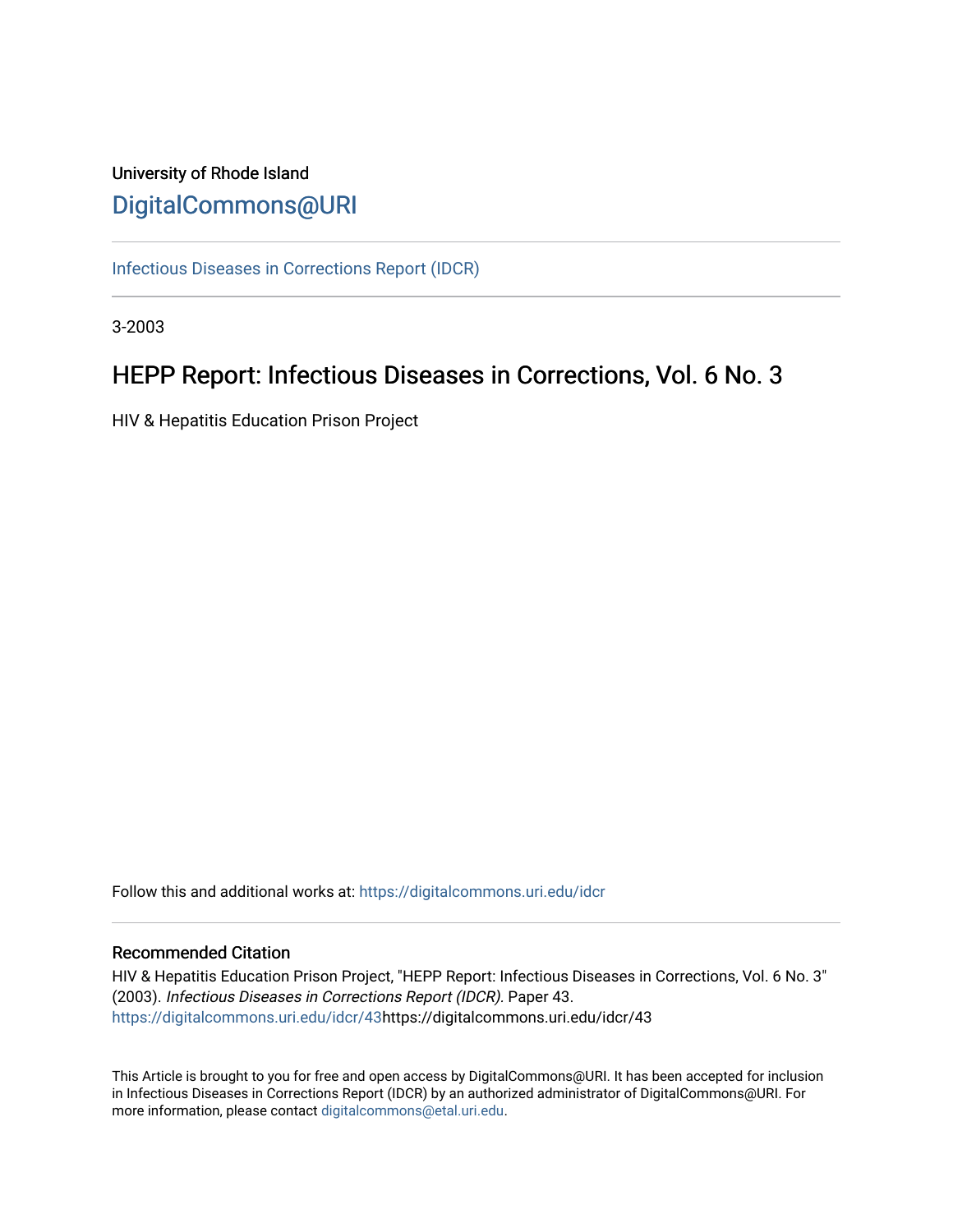University of Rhode Island

DigitalCommons@URI

Infectious Diseases in Corrections Report (IDCR)

3-2003

# HEPP Report: Infectious Diseases in Corrections, Vol. 6 No. 3

HIV & Hepatitis Education Prison Project

Follow this and additional works at: https://digitalcommons.uri.edu/idcr

## Recommended Citation

HIV & Hepatitis Education Prison Project, "HEPP Report: Infectious Diseases in Corrections, Vol. 6 No. 3" (2003). *Infectious Diseases in Corrections Report (IDCR).* Paper 43.
https://digitalcommons.uri.edu/idcr/43https://digitalcommons.uri.edu/idcr/43

This Article is brought to you for free and open access by DigitalCommons@URI. It has been accepted for inclusion in Infectious Diseases in Corrections Report (IDCR) by an authorized administrator of DigitalCommons@URI. For more information, please contact digitalcommons@etal.uri.edu.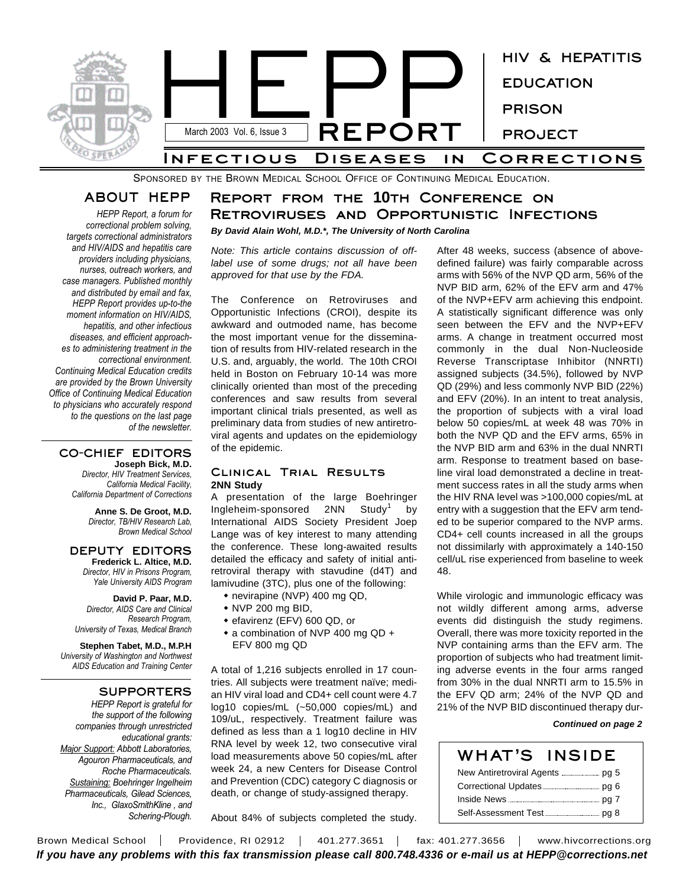# HEPP REPORT

March 2003 Vol. 6, Issue 3

HIV & HEPATITIS EDUCATION PRISON PROJECT

Infectious Diseases in Corrections

Sponsored by the Brown Medical School Office of Continuing Medical Education.

## ABOUT HEPP

*HEPP Report, a forum for correctional problem solving, targets correctional administrators and HIV/AIDS and hepatitis care providers including physicians, nurses, outreach workers, and case managers. Published monthly and distributed by email and fax, HEPP Report provides up-to-the moment information on HIV/AIDS, hepatitis, and other infectious diseases, and efficient approaches to administering treatment in the correctional environment. Continuing Medical Education credits are provided by the Brown University Office of Continuing Medical Education to physicians who accurately respond to the questions on the last page of the newsletter.*

### CO-CHIEF EDITORS

**Joseph Bick, M.D.**
*Director, HIV Treatment Services, California Medical Facility, California Department of Corrections*

**Anne S. De Groot, M.D.**
*Director, TB/HIV Research Lab, Brown Medical School*

### DEPUTY EDITORS

**Frederick L. Altice, M.D.**
*Director, HIV in Prisons Program, Yale University AIDS Program*

**David P. Paar, M.D.**
*Director, AIDS Care and Clinical Research Program, University of Texas, Medical Branch*

**Stephen Tabet, M.D., M.P.H**
*University of Washington and Northwest AIDS Education and Training Center*

### SUPPORTERS

*HEPP Report is grateful for the support of the following companies through unrestricted educational grants: Major Support: Abbott Laboratories, Agouron Pharmaceuticals, and Roche Pharmaceuticals. Sustaining: Boehringer Ingelheim Pharmaceuticals, Gilead Sciences, Inc., GlaxoSmithKline , and Schering-Plough.*

## Report from the 10th Conference on Retroviruses and Opportunistic Infections

***By David Alain Wohl, M.D.*, The University of North Carolina***

*Note: This article contains discussion of off-label use of some drugs; not all have been approved for that use by the FDA.*

The Conference on Retroviruses and Opportunistic Infections (CROI), despite its awkward and outmoded name, has become the most important venue for the dissemination of results from HIV-related research in the U.S. and, arguably, the world. The 10th CROI held in Boston on February 10-14 was more clinically oriented than most of the preceding conferences and saw results from several important clinical trials presented, as well as preliminary data from studies of new antiretroviral agents and updates on the epidemiology of the epidemic.

### Clinical Trial Results

**2NN Study**

A presentation of the large Boehringer Ingleheim-sponsored 2NN Study[1] by International AIDS Society President Joep Lange was of key interest to many attending the conference. These long-awaited results detailed the efficacy and safety of initial antiretroviral therapy with stavudine (d4T) and lamivudine (3TC), plus one of the following:

- nevirapine (NVP) 400 mg QD,
- NVP 200 mg BID,
- efavirenz (EFV) 600 QD, or
- a combination of NVP 400 mg QD + EFV 800 mg QD

A total of 1,216 subjects enrolled in 17 countries. All subjects were treatment naïve; median HIV viral load and CD4+ cell count were 4.7 log10 copies/mL (~50,000 copies/mL) and 109/uL, respectively. Treatment failure was defined as less than a 1 log10 decline in HIV RNA level by week 12, two consecutive viral load measurements above 50 copies/mL after week 24, a new Centers for Disease Control and Prevention (CDC) category C diagnosis or death, or change of study-assigned therapy.

About 84% of subjects completed the study. After 48 weeks, success (absence of above-defined failure) was fairly comparable across arms with 56% of the NVP QD arm, 56% of the NVP BID arm, 62% of the EFV arm and 47% of the NVP+EFV arm achieving this endpoint. A statistically significant difference was only seen between the EFV and the NVP+EFV arms. A change in treatment occurred most commonly in the dual Non-Nucleoside Reverse Transcriptase Inhibitor (NNRTI) assigned subjects (34.5%), followed by NVP QD (29%) and less commonly NVP BID (22%) and EFV (20%). In an intent to treat analysis, the proportion of subjects with a viral load below 50 copies/mL at week 48 was 70% in both the NVP QD and the EFV arms, 65% in the NVP BID arm and 63% in the dual NNRTI arm. Response to treatment based on baseline viral load demonstrated a decline in treatment success rates in all the study arms when the HIV RNA level was >100,000 copies/mL at entry with a suggestion that the EFV arm tended to be superior compared to the NVP arms. CD4+ cell counts increased in all the groups not dissimilarly with approximately a 140-150 cell/uL rise experienced from baseline to week 48.

While virologic and immunologic efficacy was not wildly different among arms, adverse events did distinguish the study regimens. Overall, there was more toxicity reported in the NVP containing arms than the EFV arm. The proportion of subjects who had treatment limiting adverse events in the four arms ranged from 30% in the dual NNRTI arm to 15.5% in the EFV QD arm; 24% of the NVP QD and 21% of the NVP BID discontinued therapy dur-

***Continued on page 2***

## WHAT'S INSIDE

| | |
|---|---|
| New Antiretroviral Agents | pg 5 |
| Correctional Updates | pg 6 |
| Inside News | pg 7 |
| Self-Assessment Test | pg 8 |

Brown Medical School | Providence, RI 02912 | 401.277.3651 | fax: 401.277.3656 | www.hivcorrections.org

***If you have any problems with this fax transmission please call 800.748.4336 or e-mail us at HEPP@corrections.net***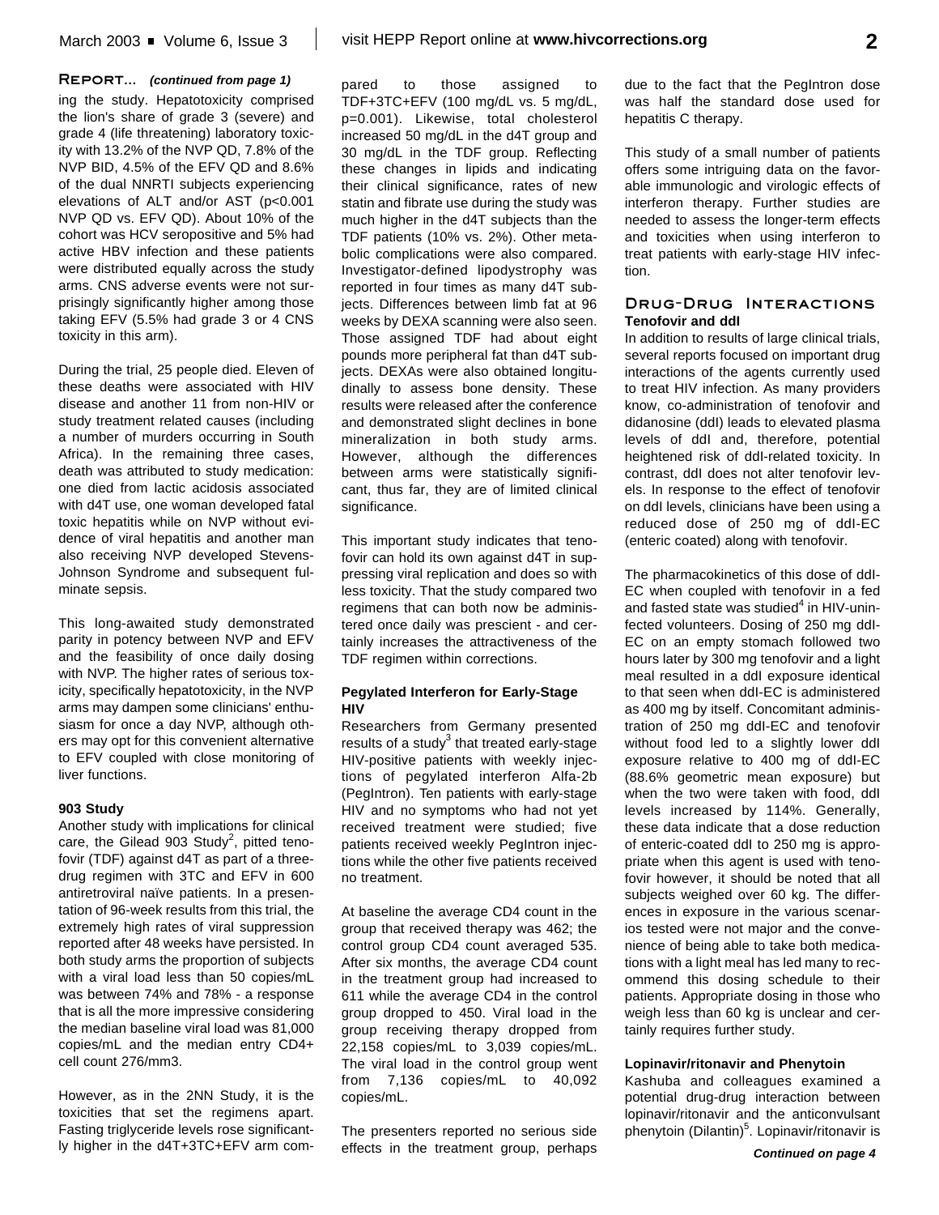## Report... *(continued from page 1)*

ing the study. Hepatotoxicity comprised the lion's share of grade 3 (severe) and grade 4 (life threatening) laboratory toxicity with 13.2% of the NVP QD, 7.8% of the NVP BID, 4.5% of the EFV QD and 8.6% of the dual NNRTI subjects experiencing elevations of ALT and/or AST ($p<0.001$ NVP QD vs. EFV QD). About 10% of the cohort was HCV seropositive and 5% had active HBV infection and these patients were distributed equally across the study arms. CNS adverse events were not surprisingly significantly higher among those taking EFV (5.5% had grade 3 or 4 CNS toxicity in this arm).

During the trial, 25 people died. Eleven of these deaths were associated with HIV disease and another 11 from non-HIV or study treatment related causes (including a number of murders occurring in South Africa). In the remaining three cases, death was attributed to study medication: one died from lactic acidosis associated with d4T use, one woman developed fatal toxic hepatitis while on NVP without evidence of viral hepatitis and another man also receiving NVP developed Stevens-Johnson Syndrome and subsequent fulminate sepsis.

This long-awaited study demonstrated parity in potency between NVP and EFV and the feasibility of once daily dosing with NVP. The higher rates of serious toxicity, specifically hepatotoxicity, in the NVP arms may dampen some clinicians' enthusiasm for once a day NVP, although others may opt for this convenient alternative to EFV coupled with close monitoring of liver functions.

### 903 Study

Another study with implications for clinical care, the Gilead 903 Study[2], pitted tenofovir (TDF) against d4T as part of a three-drug regimen with 3TC and EFV in 600 antiretroviral naïve patients. In a presentation of 96-week results from this trial, the extremely high rates of viral suppression reported after 48 weeks have persisted. In both study arms the proportion of subjects with a viral load less than 50 copies/mL was between 74% and 78% - a response that is all the more impressive considering the median baseline viral load was 81,000 copies/mL and the median entry CD4+ cell count 276/mm3.

However, as in the 2NN Study, it is the toxicities that set the regimens apart. Fasting triglyceride levels rose significantly higher in the d4T+3TC+EFV arm compared to those assigned to TDF+3TC+EFV (100 mg/dL vs. 5 mg/dL, $p=0.001$). Likewise, total cholesterol increased 50 mg/dL in the d4T group and 30 mg/dL in the TDF group. Reflecting these changes in lipids and indicating their clinical significance, rates of new statin and fibrate use during the study was much higher in the d4T subjects than the TDF patients (10% vs. 2%). Other metabolic complications were also compared. Investigator-defined lipodystrophy was reported in four times as many d4T subjects. Differences between limb fat at 96 weeks by DEXA scanning were also seen. Those assigned TDF had about eight pounds more peripheral fat than d4T subjects. DEXAs were also obtained longitudinally to assess bone density. These results were released after the conference and demonstrated slight declines in bone mineralization in both study arms. However, although the differences between arms were statistically significant, thus far, they are of limited clinical significance.

This important study indicates that tenofovir can hold its own against d4T in suppressing viral replication and does so with less toxicity. That the study compared two regimens that can both now be administered once daily was prescient - and certainly increases the attractiveness of the TDF regimen within corrections.

### Pegylated Interferon for Early-Stage HIV

Researchers from Germany presented results of a study[3] that treated early-stage HIV-positive patients with weekly injections of pegylated interferon Alfa-2b (PegIntron). Ten patients with early-stage HIV and no symptoms who had not yet received treatment were studied; five patients received weekly PegIntron injections while the other five patients received no treatment.

At baseline the average CD4 count in the group that received therapy was 462; the control group CD4 count averaged 535. After six months, the average CD4 count in the treatment group had increased to 611 while the average CD4 in the control group dropped to 450. Viral load in the group receiving therapy dropped from 22,158 copies/mL to 3,039 copies/mL. The viral load in the control group went from 7,136 copies/mL to 40,092 copies/mL.

The presenters reported no serious side effects in the treatment group, perhaps due to the fact that the PegIntron dose was half the standard dose used for hepatitis C therapy.

This study of a small number of patients offers some intriguing data on the favorable immunologic and virologic effects of interferon therapy. Further studies are needed to assess the longer-term effects and toxicities when using interferon to treat patients with early-stage HIV infection.

## Drug-Drug Interactions

### Tenofovir and ddI

In addition to results of large clinical trials, several reports focused on important drug interactions of the agents currently used to treat HIV infection. As many providers know, co-administration of tenofovir and didanosine (ddI) leads to elevated plasma levels of ddI and, therefore, potential heightened risk of ddI-related toxicity. In contrast, ddI does not alter tenofovir levels. In response to the effect of tenofovir on ddI levels, clinicians have been using a reduced dose of 250 mg of ddI-EC (enteric coated) along with tenofovir.

The pharmacokinetics of this dose of ddI-EC when coupled with tenofovir in a fed and fasted state was studied[4] in HIV-uninfected volunteers. Dosing of 250 mg ddI-EC on an empty stomach followed two hours later by 300 mg tenofovir and a light meal resulted in a ddI exposure identical to that seen when ddI-EC is administered as 400 mg by itself. Concomitant administration of 250 mg ddI-EC and tenofovir without food led to a slightly lower ddI exposure relative to 400 mg of ddI-EC (88.6% geometric mean exposure) but when the two were taken with food, ddI levels increased by 114%. Generally, these data indicate that a dose reduction of enteric-coated ddI to 250 mg is appropriate when this agent is used with tenofovir however, it should be noted that all subjects weighed over 60 kg. The differences in exposure in the various scenarios tested were not major and the convenience of being able to take both medications with a light meal has led many to recommend this dosing schedule to their patients. Appropriate dosing in those who weigh less than 60 kg is unclear and certainly requires further study.

### Lopinavir/ritonavir and Phenytoin

Kashuba and colleagues examined a potential drug-drug interaction between lopinavir/ritonavir and the anticonvulsant phenytoin (Dilantin)[5]. Lopinavir/ritonavir is

*Continued on page 4*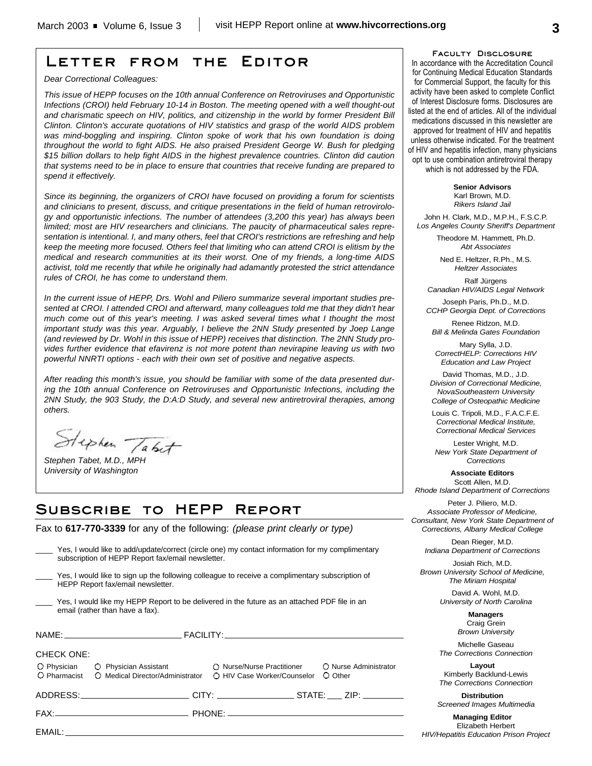# Letter from the Editor

*Dear Correctional Colleagues:*

*This issue of HEPP focuses on the 10th annual Conference on Retroviruses and Opportunistic Infections (CROI) held February 10-14 in Boston. The meeting opened with a well thought-out and charismatic speech on HIV, politics, and citizenship in the world by former President Bill Clinton. Clinton's accurate quotations of HIV statistics and grasp of the world AIDS problem was mind-boggling and inspiring. Clinton spoke of work that his own foundation is doing throughout the world to fight AIDS. He also praised President George W. Bush for pledging $15 billion dollars to help fight AIDS in the highest prevalence countries. Clinton did caution that systems need to be in place to ensure that countries that receive funding are prepared to spend it effectively.*

*Since its beginning, the organizers of CROI have focused on providing a forum for scientists and clinicians to present, discuss, and critique presentations in the field of human retrovirology and opportunistic infections. The number of attendees (3,200 this year) has always been limited; most are HIV researchers and clinicians. The paucity of pharmaceutical sales representation is intentional. I, and many others, feel that CROI's restrictions are refreshing and help keep the meeting more focused. Others feel that limiting who can attend CROI is elitism by the medical and research communities at its their worst. One of my friends, a long-time AIDS activist, told me recently that while he originally had adamantly protested the strict attendance rules of CROI, he has come to understand them.*

*In the current issue of HEPP, Drs. Wohl and Piliero summarize several important studies presented at CROI. I attended CROI and afterward, many colleagues told me that they didn't hear much come out of this year's meeting. I was asked several times what I thought the most important study was this year. Arguably, I believe the 2NN Study presented by Joep Lange (and reviewed by Dr. Wohl in this issue of HEPP) receives that distinction. The 2NN Study provides further evidence that efavirenz is not more potent than nevirapine leaving us with two powerful NNRTI options - each with their own set of positive and negative aspects.*

*After reading this month's issue, you should be familiar with some of the data presented during the 10th annual Conference on Retroviruses and Opportunistic Infections, including the 2NN Study, the 903 Study, the D:A:D Study, and several new antiretroviral therapies, among others.*

Stephen Tabet

*Stephen Tabet, M.D., MPH*
*University of Washington*

# Subscribe to HEPP Report

Fax to **617-770-3339** for any of the following: *(please print clearly or type)*

____ Yes, I would like to add/update/correct (circle one) my contact information for my complimentary subscription of HEPP Report fax/email newsletter.

____ Yes, I would like to sign up the following colleague to receive a complimentary subscription of HEPP Report fax/email newsletter.

____ Yes, I would like my HEPP Report to be delivered in the future as an attached PDF file in an email (rather than have a fax).

NAME: ____________________ FACILITY: ____________________

CHECK ONE:

○ Physician ○ Physician Assistant ○ Nurse/Nurse Practitioner ○ Nurse Administrator
○ Pharmacist ○ Medical Director/Administrator ○ HIV Case Worker/Counselor ○ Other

ADDRESS: ____________________ CITY: ______________ STATE: ___ ZIP: ________

FAX: ____________________ PHONE: ____________________

EMAIL: ________________________________________

## Faculty Disclosure

In accordance with the Accreditation Council for Continuing Medical Education Standards for Commercial Support, the faculty for this activity have been asked to complete Conflict of Interest Disclosure forms. Disclosures are listed at the end of articles. All of the individual medications discussed in this newsletter are approved for treatment of HIV and hepatitis unless otherwise indicated. For the treatment of HIV and hepatitis infection, many physicians opt to use combination antiretroviral therapy which is not addressed by the FDA.

**Senior Advisors**

Karl Brown, M.D.
*Rikers Island Jail*

John H. Clark, M.D., M.P.H., F.S.C.P.
*Los Angeles County Sheriff's Department*

Theodore M. Hammett, Ph.D.
*Abt Associates*

Ned E. Heltzer, R.Ph., M.S.
*Heltzer Associates*

Ralf Jürgens
*Canadian HIV/AIDS Legal Network*

Joseph Paris, Ph.D., M.D.
*CCHP Georgia Dept. of Corrections*

Renee Ridzon, M.D.
*Bill & Melinda Gates Foundation*

Mary Sylla, J.D.
*CorrectHELP: Corrections HIV Education and Law Project*

David Thomas, M.D., J.D.
*Division of Correctional Medicine, NovaSoutheastern University College of Osteopathic Medicine*

Louis C. Tripoli, M.D., F.A.C.F.E.
*Correctional Medical Institute, Correctional Medical Services*

Lester Wright, M.D.
*New York State Department of Corrections*

**Associate Editors**

Scott Allen, M.D.
*Rhode Island Department of Corrections*

Peter J. Piliero, M.D.
*Associate Professor of Medicine, Consultant, New York State Department of Corrections, Albany Medical College*

Dean Rieger, M.D.
*Indiana Department of Corrections*

Josiah Rich, M.D.
*Brown University School of Medicine, The Miriam Hospital*

David A. Wohl, M.D.
*University of North Carolina*

**Managers**

Craig Grein
*Brown University*

Michelle Gaseau
*The Corrections Connection*

**Layout**

Kimberly Backlund-Lewis
*The Corrections Connection*

**Distribution**

*Screened Images Multimedia*

**Managing Editor**

Elizabeth Herbert
*HIV/Hepatitis Education Prison Project*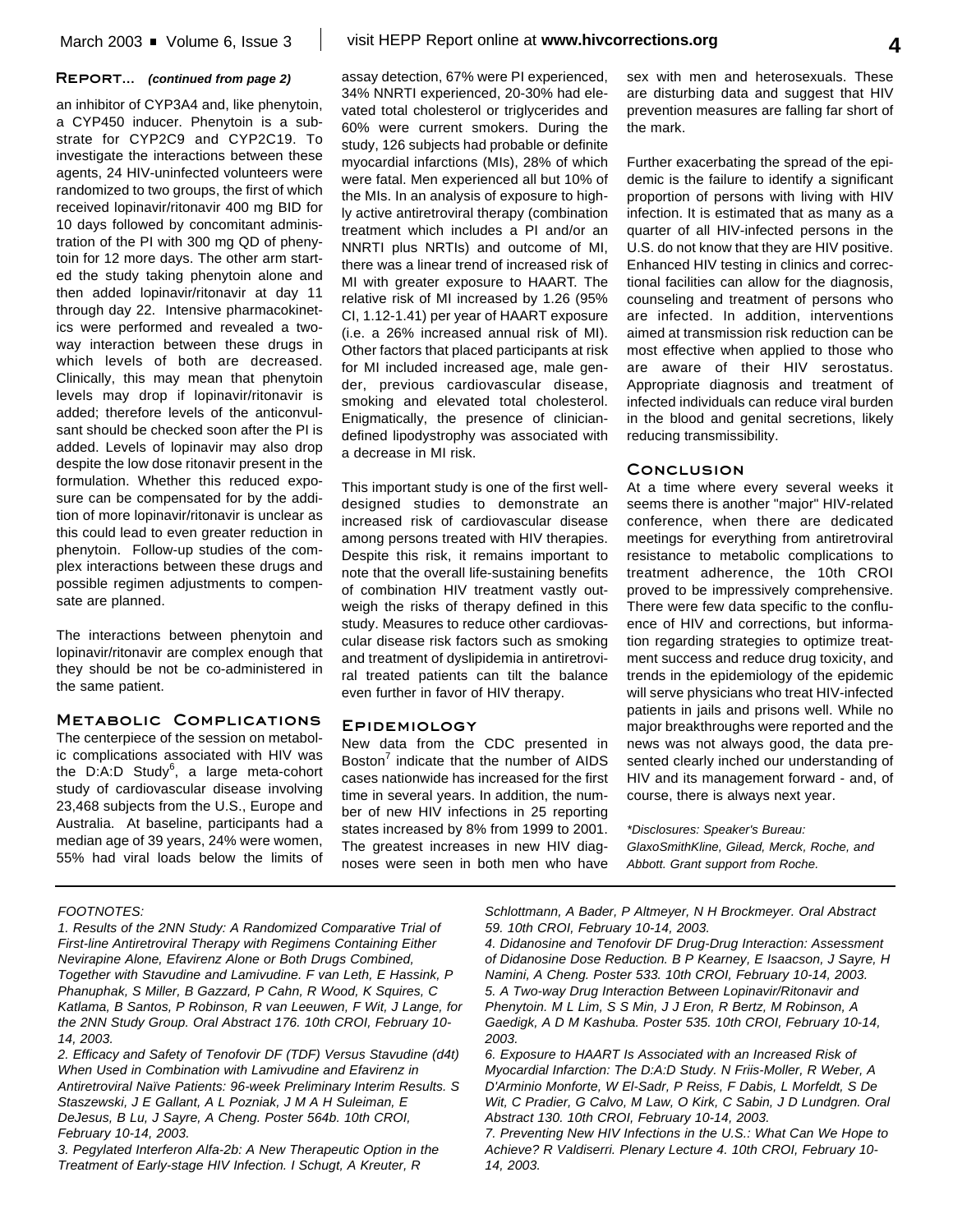**REPORT...** *(continued from page 2)*

an inhibitor of CYP3A4 and, like phenytoin, a CYP450 inducer. Phenytoin is a substrate for CYP2C9 and CYP2C19. To investigate the interactions between these agents, 24 HIV-uninfected volunteers were randomized to two groups, the first of which received lopinavir/ritonavir 400 mg BID for 10 days followed by concomitant administration of the PI with 300 mg QD of phenytoin for 12 more days. The other arm started the study taking phenytoin alone and then added lopinavir/ritonavir at day 11 through day 22. Intensive pharmacokinetics were performed and revealed a two-way interaction between these drugs in which levels of both are decreased. Clinically, this may mean that phenytoin levels may drop if lopinavir/ritonavir is added; therefore levels of the anticonvulsant should be checked soon after the PI is added. Levels of lopinavir may also drop despite the low dose ritonavir present in the formulation. Whether this reduced exposure can be compensated for by the addition of more lopinavir/ritonavir is unclear as this could lead to even greater reduction in phenytoin. Follow-up studies of the complex interactions between these drugs and possible regimen adjustments to compensate are planned.

The interactions between phenytoin and lopinavir/ritonavir are complex enough that they should be not be co-administered in the same patient.

## METABOLIC COMPLICATIONS

The centerpiece of the session on metabolic complications associated with HIV was the D:A:D Study[6], a large meta-cohort study of cardiovascular disease involving 23,468 subjects from the U.S., Europe and Australia. At baseline, participants had a median age of 39 years, 24% were women, 55% had viral loads below the limits of assay detection, 67% were PI experienced, 34% NNRTI experienced, 20-30% had elevated total cholesterol or triglycerides and 60% were current smokers. During the study, 126 subjects had probable or definite myocardial infarctions (MIs), 28% of which were fatal. Men experienced all but 10% of the MIs. In an analysis of exposure to highly active antiretroviral therapy (combination treatment which includes a PI and/or an NNRTI plus NRTIs) and outcome of MI, there was a linear trend of increased risk of MI with greater exposure to HAART. The relative risk of MI increased by 1.26 (95% CI, 1.12-1.41) per year of HAART exposure (i.e. a 26% increased annual risk of MI). Other factors that placed participants at risk for MI included increased age, male gender, previous cardiovascular disease, smoking and elevated total cholesterol. Enigmatically, the presence of clinician-defined lipodystrophy was associated with a decrease in MI risk.

This important study is one of the first well-designed studies to demonstrate an increased risk of cardiovascular disease among persons treated with HIV therapies. Despite this risk, it remains important to note that the overall life-sustaining benefits of combination HIV treatment vastly outweigh the risks of therapy defined in this study. Measures to reduce other cardiovascular disease risk factors such as smoking and treatment of dyslipidemia in antiretroviral treated patients can tilt the balance even further in favor of HIV therapy.

## EPIDEMIOLOGY

New data from the CDC presented in Boston[7] indicate that the number of AIDS cases nationwide has increased for the first time in several years. In addition, the number of new HIV infections in 25 reporting states increased by 8% from 1999 to 2001. The greatest increases in new HIV diagnoses were seen in both men who have sex with men and heterosexuals. These are disturbing data and suggest that HIV prevention measures are falling far short of the mark.

Further exacerbating the spread of the epidemic is the failure to identify a significant proportion of persons with living with HIV infection. It is estimated that as many as a quarter of all HIV-infected persons in the U.S. do not know that they are HIV positive. Enhanced HIV testing in clinics and correctional facilities can allow for the diagnosis, counseling and treatment of persons who are infected. In addition, interventions aimed at transmission risk reduction can be most effective when applied to those who are aware of their HIV serostatus. Appropriate diagnosis and treatment of infected individuals can reduce viral burden in the blood and genital secretions, likely reducing transmissibility.

## CONCLUSION

At a time where every several weeks it seems there is another "major" HIV-related conference, when there are dedicated meetings for everything from antiretroviral resistance to metabolic complications to treatment adherence, the 10th CROI proved to be impressively comprehensive. There were few data specific to the confluence of HIV and corrections, but information regarding strategies to optimize treatment success and reduce drug toxicity, and trends in the epidemiology of the epidemic will serve physicians who treat HIV-infected patients in jails and prisons well. While no major breakthroughs were reported and the news was not always good, the data presented clearly inched our understanding of HIV and its management forward - and, of course, there is always next year.

*\*Disclosures: Speaker's Bureau: GlaxoSmithKline, Gilead, Merck, Roche, and Abbott. Grant support from Roche.*

---

*FOOTNOTES:*

*1. Results of the 2NN Study: A Randomized Comparative Trial of First-line Antiretroviral Therapy with Regimens Containing Either Nevirapine Alone, Efavirenz Alone or Both Drugs Combined, Together with Stavudine and Lamivudine. F van Leth, E Hassink, P Phanuphak, S Miller, B Gazzard, P Cahn, R Wood, K Squires, C Katlama, B Santos, P Robinson, R van Leeuwen, F Wit, J Lange, for the 2NN Study Group. Oral Abstract 176. 10th CROI, February 10-14, 2003.*

*2. Efficacy and Safety of Tenofovir DF (TDF) Versus Stavudine (d4t) When Used in Combination with Lamivudine and Efavirenz in Antiretroviral Naïve Patients: 96-week Preliminary Interim Results. S Staszewski, J E Gallant, A L Pozniak, J M A H Suleiman, E DeJesus, B Lu, J Sayre, A Cheng. Poster 564b. 10th CROI, February 10-14, 2003.*

*3. Pegylated Interferon Alfa-2b: A New Therapeutic Option in the Treatment of Early-stage HIV Infection. I Schugt, A Kreuter, R Schlottmann, A Bader, P Altmeyer, N H Brockmeyer. Oral Abstract 59. 10th CROI, February 10-14, 2003.*

*4. Didanosine and Tenofovir DF Drug-Drug Interaction: Assessment of Didanosine Dose Reduction. B P Kearney, E Isaacson, J Sayre, H Namini, A Cheng. Poster 533. 10th CROI, February 10-14, 2003.*

*5. A Two-way Drug Interaction Between Lopinavir/Ritonavir and Phenytoin. M L Lim, S S Min, J J Eron, R Bertz, M Robinson, A Gaedigk, A D M Kashuba. Poster 535. 10th CROI, February 10-14, 2003.*

*6. Exposure to HAART Is Associated with an Increased Risk of Myocardial Infarction: The D:A:D Study. N Friis-Moller, R Weber, A D'Arminio Monforte, W El-Sadr, P Reiss, F Dabis, L Morfeldt, S De Wit, C Pradier, G Calvo, M Law, O Kirk, C Sabin, J D Lundgren. Oral Abstract 130. 10th CROI, February 10-14, 2003.*

*7. Preventing New HIV Infections in the U.S.: What Can We Hope to Achieve? R Valdiserri. Plenary Lecture 4. 10th CROI, February 10-14, 2003.*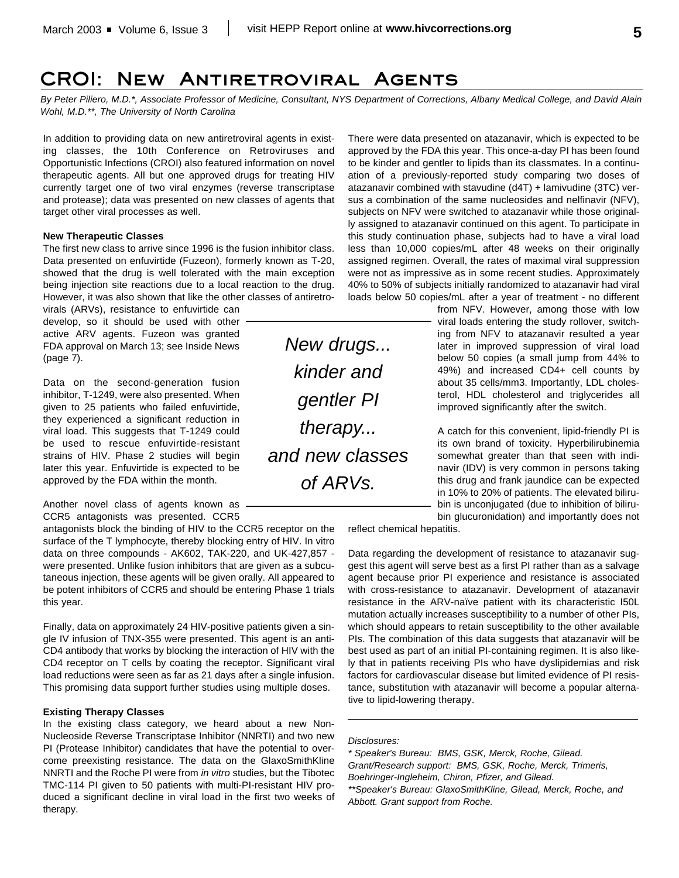# CROI: New Antiretroviral Agents

*By Peter Piliero, M.D.\*, Associate Professor of Medicine, Consultant, NYS Department of Corrections, Albany Medical College, and David Alain Wohl, M.D.\*\*, The University of North Carolina*

In addition to providing data on new antiretroviral agents in existing classes, the 10th Conference on Retroviruses and Opportunistic Infections (CROI) also featured information on novel therapeutic agents. All but one approved drugs for treating HIV currently target one of two viral enzymes (reverse transcriptase and protease); data was presented on new classes of agents that target other viral processes as well.

**New Therapeutic Classes**

The first new class to arrive since 1996 is the fusion inhibitor class. Data presented on enfuvirtide (Fuzeon), formerly known as T-20, showed that the drug is well tolerated with the main exception being injection site reactions due to a local reaction to the drug. However, it was also shown that like the other classes of antiretrovirals (ARVs), resistance to enfuvirtide can develop, so it should be used with other active ARV agents. Fuzeon was granted FDA approval on March 13; see Inside News (page 7).

Data on the second-generation fusion inhibitor, T-1249, were also presented. When given to 25 patients who failed enfuvirtide, they experienced a significant reduction in viral load. This suggests that T-1249 could be used to rescue enfuvirtide-resistant strains of HIV. Phase 2 studies will begin later this year. Enfuvirtide is expected to be approved by the FDA within the month.

Another novel class of agents known as CCR5 antagonists was presented. CCR5 antagonists block the binding of HIV to the CCR5 receptor on the surface of the T lymphocyte, thereby blocking entry of HIV. In vitro data on three compounds - AK602, TAK-220, and UK-427,857 - were presented. Unlike fusion inhibitors that are given as a subcutaneous injection, these agents will be given orally. All appeared to be potent inhibitors of CCR5 and should be entering Phase 1 trials this year.

Finally, data on approximately 24 HIV-positive patients given a single IV infusion of TNX-355 were presented. This agent is an anti-CD4 antibody that works by blocking the interaction of HIV with the CD4 receptor on T cells by coating the receptor. Significant viral load reductions were seen as far as 21 days after a single infusion. This promising data support further studies using multiple doses.

**Existing Therapy Classes**

In the existing class category, we heard about a new Non-Nucleoside Reverse Transcriptase Inhibitor (NNRTI) and two new PI (Protease Inhibitor) candidates that have the potential to overcome preexisting resistance. The data on the GlaxoSmithKline NNRTI and the Roche PI were from *in vitro* studies, but the Tibotec TMC-114 PI given to 50 patients with multi-PI-resistant HIV produced a significant decline in viral load in the first two weeks of therapy.

*New drugs... kinder and gentler PI therapy... and new classes of ARVs.*

There were data presented on atazanavir, which is expected to be approved by the FDA this year. This once-a-day PI has been found to be kinder and gentler to lipids than its classmates. In a continuation of a previously-reported study comparing two doses of atazanavir combined with stavudine (d4T) + lamivudine (3TC) versus a combination of the same nucleosides and nelfinavir (NFV), subjects on NFV were switched to atazanavir while those originally assigned to atazanavir continued on this agent. To participate in this study continuation phase, subjects had to have a viral load less than 10,000 copies/mL after 48 weeks on their originally assigned regimen. Overall, the rates of maximal viral suppression were not as impressive as in some recent studies. Approximately 40% to 50% of subjects initially randomized to atazanavir had viral loads below 50 copies/mL after a year of treatment - no different from NFV. However, among those with low viral loads entering the study rollover, switching from NFV to atazanavir resulted a year later in improved suppression of viral load below 50 copies (a small jump from 44% to 49%) and increased CD4+ cell counts by about 35 cells/mm3. Importantly, LDL cholesterol, HDL cholesterol and triglycerides all improved significantly after the switch.

A catch for this convenient, lipid-friendly PI is its own brand of toxicity. Hyperbilirubinemia somewhat greater than that seen with indinavir (IDV) is very common in persons taking this drug and frank jaundice can be expected in 10% to 20% of patients. The elevated bilirubin is unconjugated (due to inhibition of bilirubin glucuronidation) and importantly does not reflect chemical hepatitis.

Data regarding the development of resistance to atazanavir suggest this agent will serve best as a first PI rather than as a salvage agent because prior PI experience and resistance is associated with cross-resistance to atazanavir. Development of atazanavir resistance in the ARV-naïve patient with its characteristic I50L mutation actually increases susceptibility to a number of other PIs, which should appears to retain susceptibility to the other available PIs. The combination of this data suggests that atazanavir will be best used as part of an initial PI-containing regimen. It is also likely that in patients receiving PIs who have dyslipidemias and risk factors for cardiovascular disease but limited evidence of PI resistance, substitution with atazanavir will become a popular alternative to lipid-lowering therapy.

---

*Disclosures:*

*\* Speaker's Bureau: BMS, GSK, Merck, Roche, Gilead.*
*Grant/Research support: BMS, GSK, Roche, Merck, Trimeris, Boehringer-Ingleheim, Chiron, Pfizer, and Gilead.*
*\*\*Speaker's Bureau: GlaxoSmithKline, Gilead, Merck, Roche, and Abbott. Grant support from Roche.*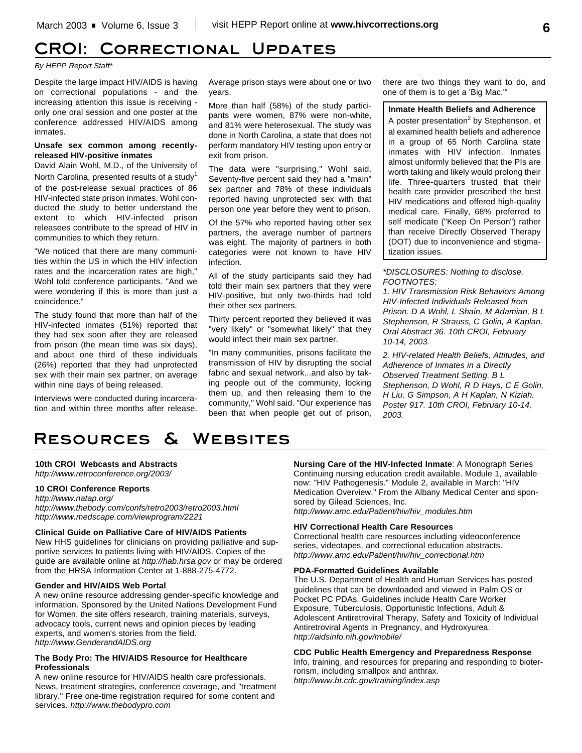# CROI: Correctional Updates

*By HEPP Report Staff**

Despite the large impact HIV/AIDS is having on correctional populations - and the increasing attention this issue is receiving - only one oral session and one poster at the conference addressed HIV/AIDS among inmates.

**Unsafe sex common among recently-released HIV-positive inmates**

David Alain Wohl, M.D., of the University of North Carolina, presented results of a study[1] of the post-release sexual practices of 86 HIV-infected state prison inmates. Wohl conducted the study to better understand the extent to which HIV-infected prison releasees contribute to the spread of HIV in communities to which they return.

"We noticed that there are many communities within the US in which the HIV infection rates and the incarceration rates are high," Wohl told conference participants. "And we were wondering if this is more than just a coincidence."

The study found that more than half of the HIV-infected inmates (51%) reported that they had sex soon after they are released from prison (the mean time was six days), and about one third of these individuals (26%) reported that they had unprotected sex with their main sex partner, on average within nine days of being released.

Interviews were conducted during incarceration and within three months after release. Average prison stays were about one or two years.

More than half (58%) of the study participants were women, 87% were non-white, and 81% were heterosexual. The study was done in North Carolina, a state that does not perform mandatory HIV testing upon entry or exit from prison.

The data were "surprising," Wohl said. Seventy-five percent said they had a "main" sex partner and 78% of these individuals reported having unprotected sex with that person one year before they went to prison.

Of the 57% who reported having other sex partners, the average number of partners was eight. The majority of partners in both categories were not known to have HIV infection.

All of the study participants said they had told their main sex partners that they were HIV-positive, but only two-thirds had told their other sex partners.

Thirty percent reported they believed it was "very likely" or "somewhat likely" that they would infect their main sex partner.

"In many communities, prisons facilitate the transmission of HIV by disrupting the social fabric and sexual network...and also by taking people out of the community, locking them up, and then releasing them to the community," Wohl said. "Our experience has been that when people get out of prison, there are two things they want to do, and one of them is to get a 'Big Mac.'"

**Inmate Health Beliefs and Adherence**

A poster presentation[2] by Stephenson, et al examined health beliefs and adherence in a group of 65 North Carolina state inmates with HIV infection. Inmates almost uniformly believed that the PIs are worth taking and likely would prolong their life. Three-quarters trusted that their health care provider prescribed the best HIV medications and offered high-quality medical care. Finally, 68% preferred to self medicate ("Keep On Person") rather than receive Directly Observed Therapy (DOT) due to inconvenience and stigmatization issues.

**DISCLOSURES: Nothing to disclose.*
*FOOTNOTES:*

*1. HIV Transmission Risk Behaviors Among HIV-Infected Individuals Released from Prison. D A Wohl, L Shain, M Adamian, B L Stephenson, R Strauss, C Golin, A Kaplan. Oral Abstract 36. 10th CROI, February 10-14, 2003.*

*2. HIV-related Health Beliefs, Attitudes, and Adherence of Inmates in a Directly Observed Treatment Setting. B L Stephenson, D Wohl, R D Hays, C E Golin, H Liu, G Simpson, A H Kaplan, N Kiziah. Poster 917. 10th CROI, February 10-14, 2003.*

# Resources & Websites

**10th CROI Webcasts and Abstracts**
*http://www.retroconference.org/2003/*

**10 CROI Conference Reports**
*http://www.natap.org/*
*http://www.thebody.com/confs/retro2003/retro2003.html*
*http://www.medscape.com/viewprogram/2221*

**Clinical Guide on Palliative Care of HIV/AIDS Patients**
New HHS guidelines for clinicians on providing palliative and supportive services to patients living with HIV/AIDS. Copies of the guide are available online at *http://hab.hrsa.gov* or may be ordered from the HRSA Information Center at 1-888-275-4772.

**Gender and HIV/AIDS Web Portal**
A new online resource addressing gender-specific knowledge and information. Sponsored by the United Nations Development Fund for Women, the site offers research, training materials, surveys, advocacy tools, current news and opinion pieces by leading experts, and women's stories from the field.
*http://www.GenderandAIDS.org*

**The Body Pro: The HIV/AIDS Resource for Healthcare Professionals**
A new online resource for HIV/AIDS health care professionals. News, treatment strategies, conference coverage, and "treatment library." Free one-time registration required for some content and services. *http://www.thebodypro.com*

**Nursing Care of the HIV-Infected Inmate**: A Monograph Series
Continuing nursing education credit available. Module 1, available now: "HIV Pathogenesis." Module 2, available in March: "HIV Medication Overview." From the Albany Medical Center and sponsored by Gilead Sciences, Inc.
*http://www.amc.edu/Patient/hiv/hiv_modules.htm*

**HIV Correctional Health Care Resources**
Correctional health care resources including videoconference series, videotapes, and correctional education abstracts.
*http://www.amc.edu/Patient/hiv/hiv_correctional.htm*

**PDA-Formatted Guidelines Available**
The U.S. Department of Health and Human Services has posted guidelines that can be downloaded and viewed in Palm OS or Pocket PC PDAs. Guidelines include Health Care Worker Exposure, Tuberculosis, Opportunistic Infections, Adult & Adolescent Antiretroviral Therapy, Safety and Toxicity of Individual Antiretroviral Agents in Pregnancy, and Hydroxyurea.
*http://aidsinfo.nih.gov/mobile/*

**CDC Public Health Emergency and Preparedness Response**
Info, training, and resources for preparing and responding to bioterrorism, including smallpox and anthrax.
*http://www.bt.cdc.gov/training/index.asp*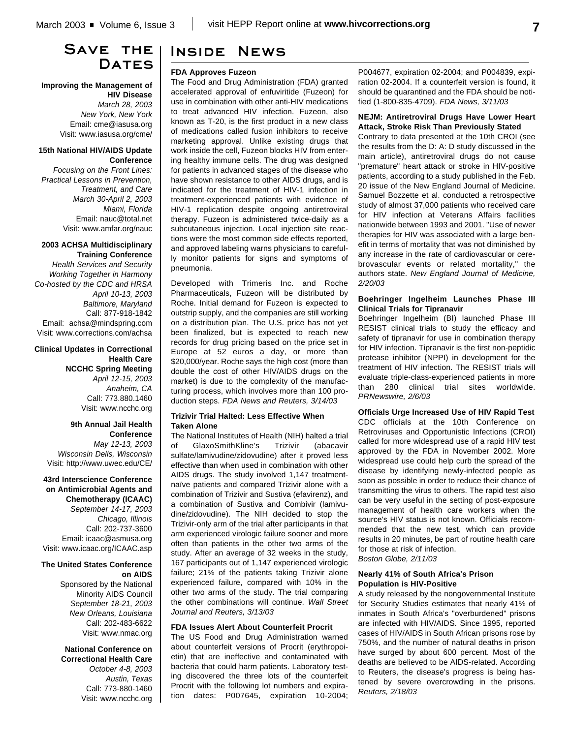## Save the Dates

**Improving the Management of HIV Disease**
*March 28, 2003*
*New York, New York*
Email: cme@iasusa.org
Visit: www.iasusa.org/cme/

**15th National HIV/AIDS Update Conference**
*Focusing on the Front Lines: Practical Lessons in Prevention, Treatment, and Care*
*March 30-April 2, 2003*
*Miami, Florida*
Email: nauc@total.net
Visit: www.amfar.org/nauc

**2003 ACHSA Multidisciplinary Training Conference**
*Health Services and Security Working Together in Harmony*
*Co-hosted by the CDC and HRSA*
*April 10-13, 2003*
*Baltimore, Maryland*
Call: 877-918-1842
Email: achsa@mindspring.com
Visit: www.corrections.com/achsa

**Clinical Updates in Correctional Health Care**
**NCCHC Spring Meeting**
*April 12-15, 2003*
*Anaheim, CA*
Call: 773.880.1460
Visit: www.ncchc.org

**9th Annual Jail Health Conference**
*May 12-13, 2003*
*Wisconsin Dells, Wisconsin*
Visit: http://www.uwec.edu/CE/

**43rd Interscience Conference on Antimicrobial Agents and Chemotherapy (ICAAC)**
*September 14-17, 2003*
*Chicago, Illinois*
Call: 202-737-3600
Email: icaac@asmusa.org
Visit: www.icaac.org/ICAAC.asp

**The United States Conference on AIDS**
Sponsored by the National Minority AIDS Council
*September 18-21, 2003*
*New Orleans, Louisiana*
Call: 202-483-6622
Visit: www.nmac.org

**National Conference on Correctional Health Care**
*October 4-8, 2003*
*Austin, Texas*
Call: 773-880-1460
Visit: www.ncchc.org

## Inside News

### FDA Approves Fuzeon

The Food and Drug Administration (FDA) granted accelerated approval of enfuviritide (Fuzeon) for use in combination with other anti-HIV medications to treat advanced HIV infection. Fuzeon, also known as T-20, is the first product in a new class of medications called fusion inhibitors to receive marketing approval. Unlike existing drugs that work inside the cell, Fuzeon blocks HIV from entering healthy immune cells. The drug was designed for patients in advanced stages of the disease who have shown resistance to other AIDS drugs, and is indicated for the treatment of HIV-1 infection in treatment-experienced patients with evidence of HIV-1 replication despite ongoing antiretroviral therapy. Fuzeon is administered twice-daily as a subcutaneous injection. Local injection site reactions were the most common side effects reported, and approved labeling warns physicians to carefully monitor patients for signs and symptoms of pneumonia.

Developed with Trimeris Inc. and Roche Pharmaceuticals, Fuzeon will be distributed by Roche. Initial demand for Fuzeon is expected to outstrip supply, and the companies are still working on a distribution plan. The U.S. price has not yet been finalized, but is expected to reach new records for drug pricing based on the price set in Europe at 52 euros a day, or more than $20,000/year. Roche says the high cost (more than double the cost of other HIV/AIDS drugs on the market) is due to the complexity of the manufacturing process, which involves more than 100 production steps. *FDA News and Reuters, 3/14/03*

### Trizivir Trial Halted: Less Effective When Taken Alone

The National Institutes of Health (NIH) halted a trial of GlaxoSmithKline's Trizivir (abacavir sulfate/lamivudine/zidovudine) after it proved less effective than when used in combination with other AIDS drugs. The study involved 1,147 treatment-naïve patients and compared Trizivir alone with a combination of Trizivir and Sustiva (efavirenz), and a combination of Sustiva and Combivir (lamivudine/zidovudine). The NIH decided to stop the Trizivir-only arm of the trial after participants in that arm experienced virologic failure sooner and more often than patients in the other two arms of the study. After an average of 32 weeks in the study, 167 participants out of 1,147 experienced virologic failure; 21% of the patients taking Trizivir alone experienced failure, compared with 10% in the other two arms of the study. The trial comparing the other combinations will continue. *Wall Street Journal and Reuters, 3/13/03*

### FDA Issues Alert About Counterfeit Procrit

The US Food and Drug Administration warned about counterfeit versions of Procrit (erythropoietin) that are ineffective and contaminated with bacteria that could harm patients. Laboratory testing discovered the three lots of the counterfeit Procrit with the following lot numbers and expiration dates: P007645, expiration 10-2004; P004677, expiration 02-2004; and P004839, expiration 02-2004. If a counterfeit version is found, it should be quarantined and the FDA should be notified (1-800-835-4709). *FDA News, 3/11/03*

### NEJM: Antiretroviral Drugs Have Lower Heart Attack, Stroke Risk Than Previously Stated

Contrary to data presented at the 10th CROI (see the results from the D: A: D study discussed in the main article), antiretroviral drugs do not cause "premature" heart attack or stroke in HIV-positive patients, according to a study published in the Feb. 20 issue of the New England Journal of Medicine. Samuel Bozzette et al. conducted a retrospective study of almost 37,000 patients who received care for HIV infection at Veterans Affairs facilities nationwide between 1993 and 2001. "Use of newer therapies for HIV was associated with a large benefit in terms of mortality that was not diminished by any increase in the rate of cardiovascular or cerebrovascular events or related mortality," the authors state. *New England Journal of Medicine, 2/20/03*

### Boehringer Ingelheim Launches Phase III Clinical Trials for Tipranavir

Boehringer Ingelheim (BI) launched Phase III RESIST clinical trials to study the efficacy and safety of tipranavir for use in combination therapy for HIV infection. Tipranavir is the first non-peptidic protease inhibitor (NPPI) in development for the treatment of HIV infection. The RESIST trials will evaluate triple-class-experienced patients in more than 280 clinical trial sites worldwide. *PRNewswire, 2/6/03*

### Officials Urge Increased Use of HIV Rapid Test

CDC officials at the 10th Conference on Retroviruses and Opportunistic Infections (CROI) called for more widespread use of a rapid HIV test approved by the FDA in November 2002. More widespread use could help curb the spread of the disease by identifying newly-infected people as soon as possible in order to reduce their chance of transmitting the virus to others. The rapid test also can be very useful in the setting of post-exposure management of health care workers when the source's HIV status is not known. Officials recommended that the new test, which can provide results in 20 minutes, be part of routine health care for those at risk of infection.
*Boston Globe, 2/11/03*

### Nearly 41% of South Africa's Prison Population is HIV-Positive

A study released by the nongovernmental Institute for Security Studies estimates that nearly 41% of inmates in South Africa's "overburdened" prisons are infected with HIV/AIDS. Since 1995, reported cases of HIV/AIDS in South African prisons rose by 750%, and the number of natural deaths in prison have surged by about 600 percent. Most of the deaths are believed to be AIDS-related. According to Reuters, the disease's progress is being hastened by severe overcrowding in the prisons. *Reuters, 2/18/03*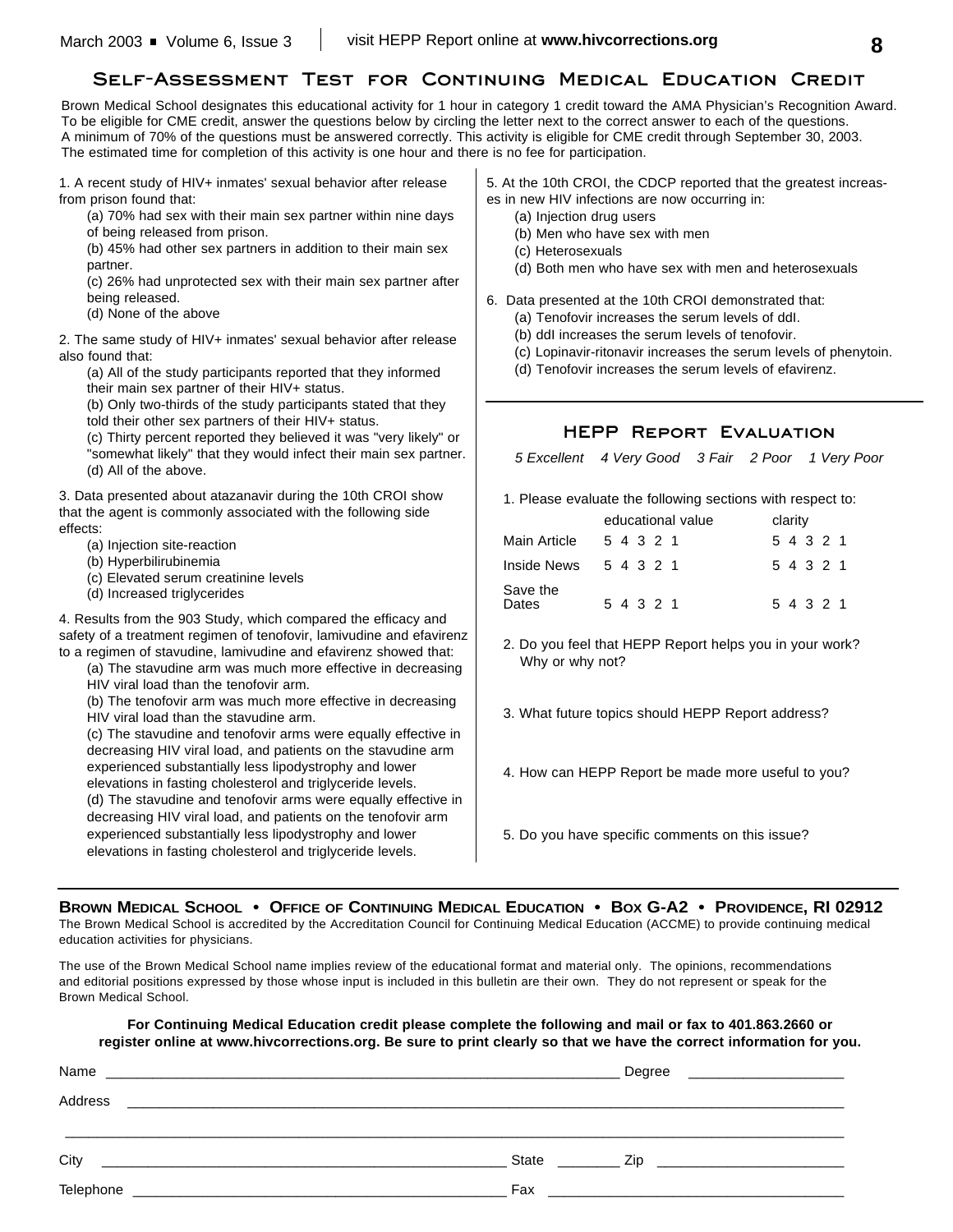## Self-Assessment Test for Continuing Medical Education Credit

Brown Medical School designates this educational activity for 1 hour in category 1 credit toward the AMA Physician's Recognition Award. To be eligible for CME credit, answer the questions below by circling the letter next to the correct answer to each of the questions. A minimum of 70% of the questions must be answered correctly. This activity is eligible for CME credit through September 30, 2003. The estimated time for completion of this activity is one hour and there is no fee for participation.

1. A recent study of HIV+ inmates' sexual behavior after release from prison found that:
   (a) 70% had sex with their main sex partner within nine days of being released from prison.
   (b) 45% had other sex partners in addition to their main sex partner.
   (c) 26% had unprotected sex with their main sex partner after being released.
   (d) None of the above

2. The same study of HIV+ inmates' sexual behavior after release also found that:
   (a) All of the study participants reported that they informed their main sex partner of their HIV+ status.
   (b) Only two-thirds of the study participants stated that they told their other sex partners of their HIV+ status.
   (c) Thirty percent reported they believed it was "very likely" or "somewhat likely" that they would infect their main sex partner.
   (d) All of the above.

3. Data presented about atazanavir during the 10th CROI show that the agent is commonly associated with the following side effects:
   (a) Injection site-reaction
   (b) Hyperbilirubinemia
   (c) Elevated serum creatinine levels
   (d) Increased triglycerides

4. Results from the 903 Study, which compared the efficacy and safety of a treatment regimen of tenofovir, lamivudine and efavirenz to a regimen of stavudine, lamivudine and efavirenz showed that:
   (a) The stavudine arm was much more effective in decreasing HIV viral load than the tenofovir arm.
   (b) The tenofovir arm was much more effective in decreasing HIV viral load than the stavudine arm.
   (c) The stavudine and tenofovir arms were equally effective in decreasing HIV viral load, and patients on the stavudine arm experienced substantially less lipodystrophy and lower elevations in fasting cholesterol and triglyceride levels.
   (d) The stavudine and tenofovir arms were equally effective in decreasing HIV viral load, and patients on the tenofovir arm experienced substantially less lipodystrophy and lower elevations in fasting cholesterol and triglyceride levels.

5. At the 10th CROI, the CDCP reported that the greatest increases in new HIV infections are now occurring in:
   (a) Injection drug users
   (b) Men who have sex with men
   (c) Heterosexuals
   (d) Both men who have sex with men and heterosexuals

6. Data presented at the 10th CROI demonstrated that:
   (a) Tenofovir increases the serum levels of ddI.
   (b) ddI increases the serum levels of tenofovir.
   (c) Lopinavir-ritonavir increases the serum levels of phenytoin.
   (d) Tenofovir increases the serum levels of efavirenz.

## HEPP Report Evaluation

*5 Excellent 4 Very Good 3 Fair 2 Poor 1 Very Poor*

1. Please evaluate the following sections with respect to:

| | educational value | clarity |
|---|---|---|
| Main Article | 5 4 3 2 1 | 5 4 3 2 1 |
| Inside News | 5 4 3 2 1 | 5 4 3 2 1 |
| Save the Dates | 5 4 3 2 1 | 5 4 3 2 1 |

2. Do you feel that HEPP Report helps you in your work? Why or why not?

3. What future topics should HEPP Report address?

4. How can HEPP Report be made more useful to you?

5. Do you have specific comments on this issue?

**Brown Medical School • Office of Continuing Medical Education • Box G-A2 • Providence, RI 02912**

The Brown Medical School is accredited by the Accreditation Council for Continuing Medical Education (ACCME) to provide continuing medical education activities for physicians.

The use of the Brown Medical School name implies review of the educational format and material only. The opinions, recommendations and editorial positions expressed by those whose input is included in this bulletin are their own. They do not represent or speak for the Brown Medical School.

**For Continuing Medical Education credit please complete the following and mail or fax to 401.863.2660 or register online at www.hivcorrections.org. Be sure to print clearly so that we have the correct information for you.**

Name ______________________________ Degree ____________

Address ______________________________________________

______________________________________________________

City ______________________________ State ________ Zip ____________

Telephone ______________________________ Fax ______________________